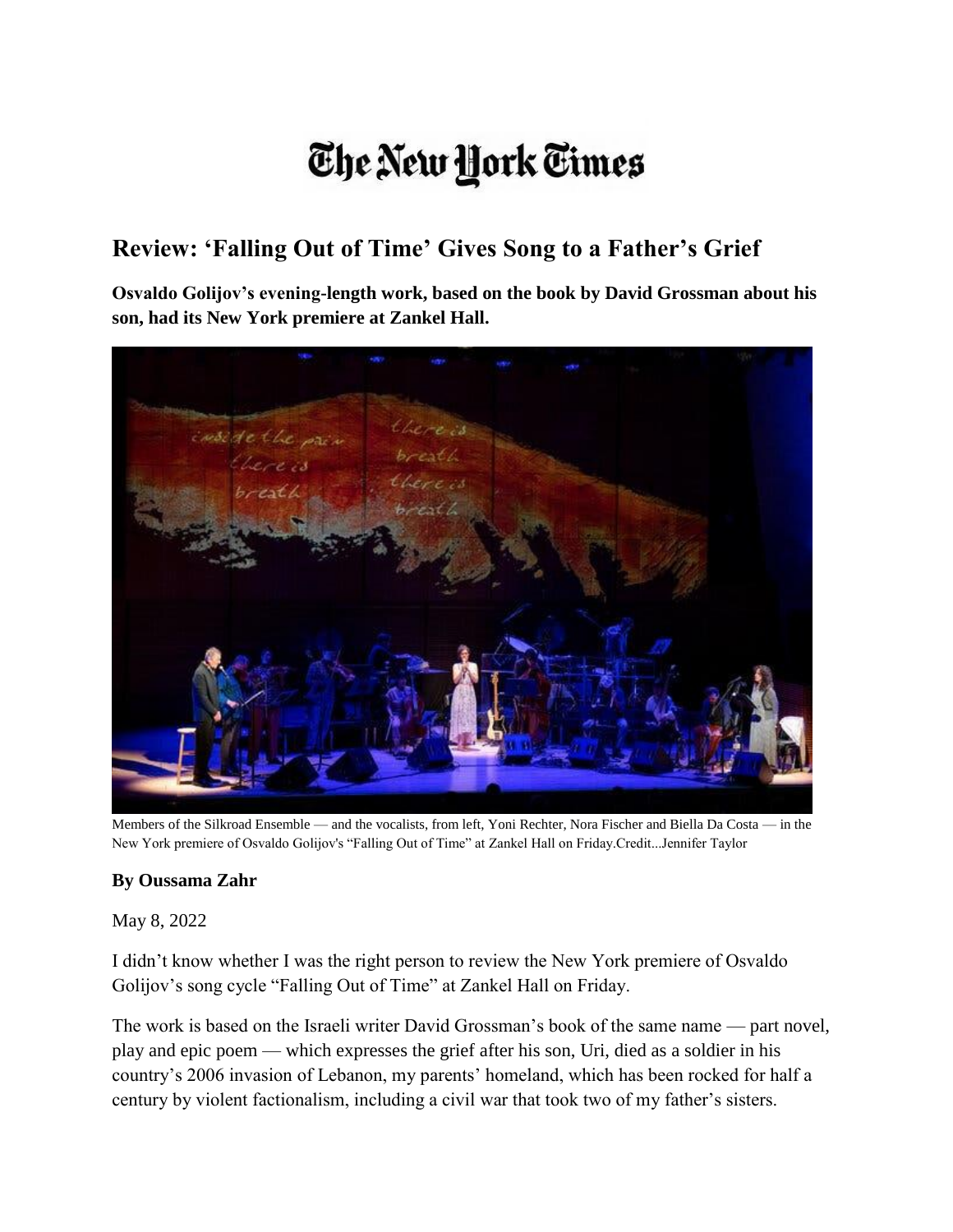# The New York Times

## Review: 'Falling Out of Time' Gives Song to a Father's Grief

**Osvaldo Golijov's evening-length work, based on the book by David Grossman about his son, had its New York premiere at Zankel Hall.**

Members of the Silkroad Ensemble — and the vocalists, from left, Yoni Rechter, Nora Fischer and Biella Da Costa — in the New York premiere of Osvaldo Golijov's "Falling Out of Time" at Zankel Hall on Friday.Credit...Jennifer Taylor

**By Oussama Zahr**

May 8, 2022

I didn't know whether I was the right person to review the New York premiere of Osvaldo Golijov's song cycle "Falling Out of Time" at Zankel Hall on Friday.

The work is based on the Israeli writer David Grossman's book of the same name — part novel, play and epic poem — which expresses the grief after his son, Uri, died as a soldier in his country's 2006 invasion of Lebanon, my parents' homeland, which has been rocked for half a century by violent factionalism, including a civil war that took two of my father's sisters.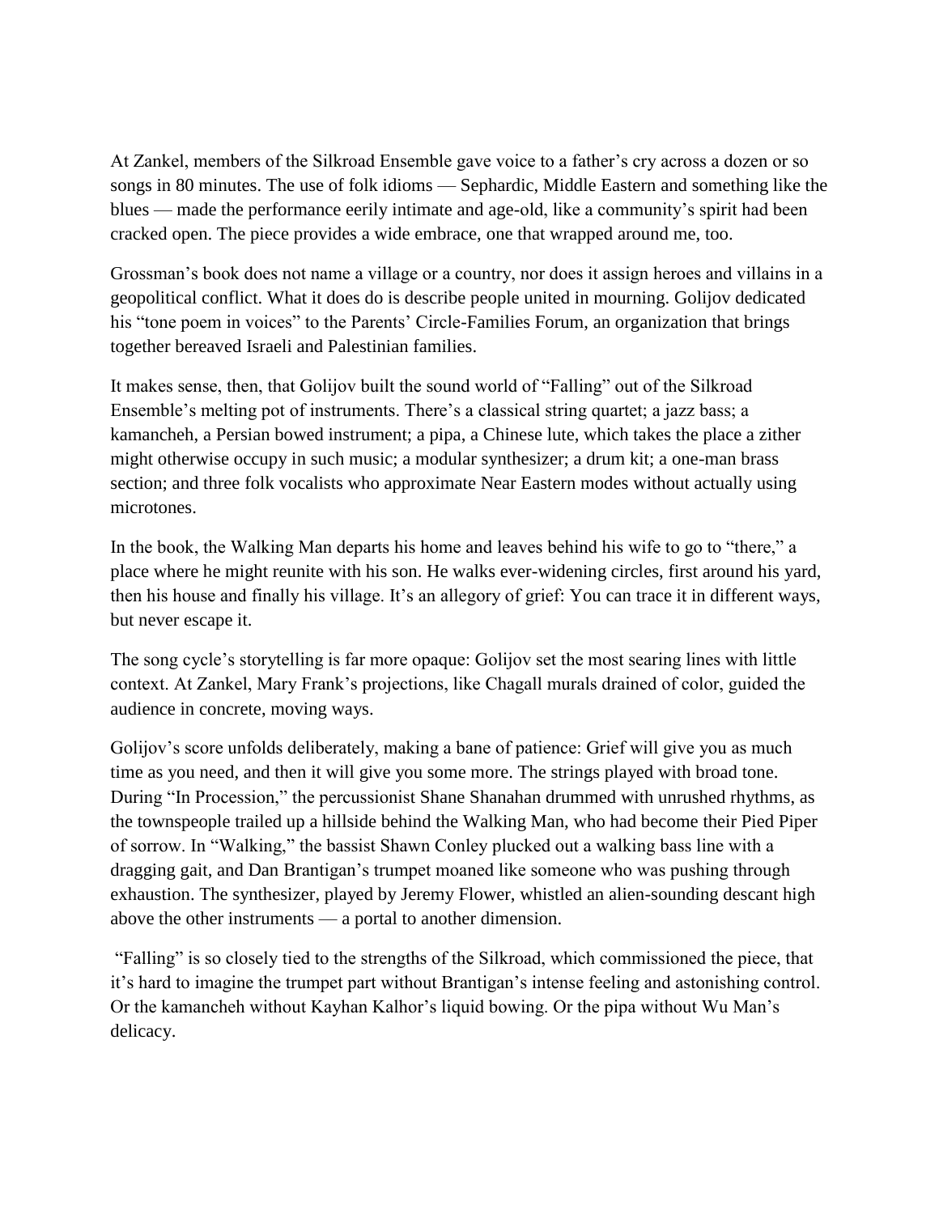At Zankel, members of the Silkroad Ensemble gave voice to a father's cry across a dozen or so songs in 80 minutes. The use of folk idioms — Sephardic, Middle Eastern and something like the blues — made the performance eerily intimate and age-old, like a community's spirit had been cracked open. The piece provides a wide embrace, one that wrapped around me, too.

Grossman's book does not name a village or a country, nor does it assign heroes and villains in a geopolitical conflict. What it does do is describe people united in mourning. Golijov dedicated his "tone poem in voices" to the Parents' Circle-Families Forum, an organization that brings together bereaved Israeli and Palestinian families.

It makes sense, then, that Golijov built the sound world of "Falling" out of the Silkroad Ensemble's melting pot of instruments. There's a classical string quartet; a jazz bass; a kamancheh, a Persian bowed instrument; a pipa, a Chinese lute, which takes the place a zither might otherwise occupy in such music; a modular synthesizer; a drum kit; a one-man brass section; and three folk vocalists who approximate Near Eastern modes without actually using microtones.

In the book, the Walking Man departs his home and leaves behind his wife to go to "there," a place where he might reunite with his son. He walks ever-widening circles, first around his yard, then his house and finally his village. It's an allegory of grief: You can trace it in different ways, but never escape it.

The song cycle's storytelling is far more opaque: Golijov set the most searing lines with little context. At Zankel, Mary Frank's projections, like Chagall murals drained of color, guided the audience in concrete, moving ways.

Golijov's score unfolds deliberately, making a bane of patience: Grief will give you as much time as you need, and then it will give you some more. The strings played with broad tone. During "In Procession," the percussionist Shane Shanahan drummed with unrushed rhythms, as the townspeople trailed up a hillside behind the Walking Man, who had become their Pied Piper of sorrow. In "Walking," the bassist Shawn Conley plucked out a walking bass line with a dragging gait, and Dan Brantigan's trumpet moaned like someone who was pushing through exhaustion. The synthesizer, played by Jeremy Flower, whistled an alien-sounding descant high above the other instruments — a portal to another dimension.

"Falling" is so closely tied to the strengths of the Silkroad, which commissioned the piece, that it's hard to imagine the trumpet part without Brantigan's intense feeling and astonishing control. Or the kamancheh without Kayhan Kalhor's liquid bowing. Or the pipa without Wu Man's delicacy.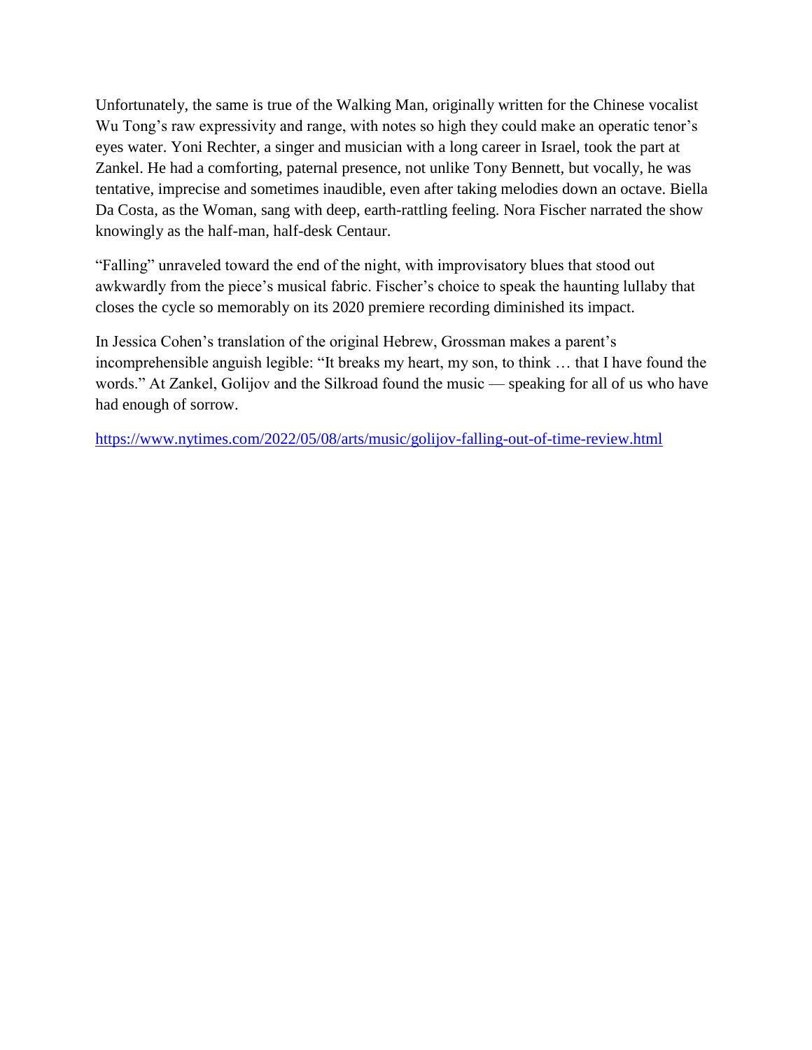Unfortunately, the same is true of the Walking Man, originally written for the Chinese vocalist Wu Tong's raw expressivity and range, with notes so high they could make an operatic tenor's eyes water. Yoni Rechter, a singer and musician with a long career in Israel, took the part at Zankel. He had a comforting, paternal presence, not unlike Tony Bennett, but vocally, he was tentative, imprecise and sometimes inaudible, even after taking melodies down an octave. Biella Da Costa, as the Woman, sang with deep, earth-rattling feeling. Nora Fischer narrated the show knowingly as the half-man, half-desk Centaur.

"Falling" unraveled toward the end of the night, with improvisatory blues that stood out awkwardly from the piece's musical fabric. Fischer's choice to speak the haunting lullaby that closes the cycle so memorably on its 2020 premiere recording diminished its impact.

In Jessica Cohen's translation of the original Hebrew, Grossman makes a parent's incomprehensible anguish legible: "It breaks my heart, my son, to think … that I have found the words." At Zankel, Golijov and the Silkroad found the music — speaking for all of us who have had enough of sorrow.

https://www.nytimes.com/2022/05/08/arts/music/golijov-falling-out-of-time-review.html